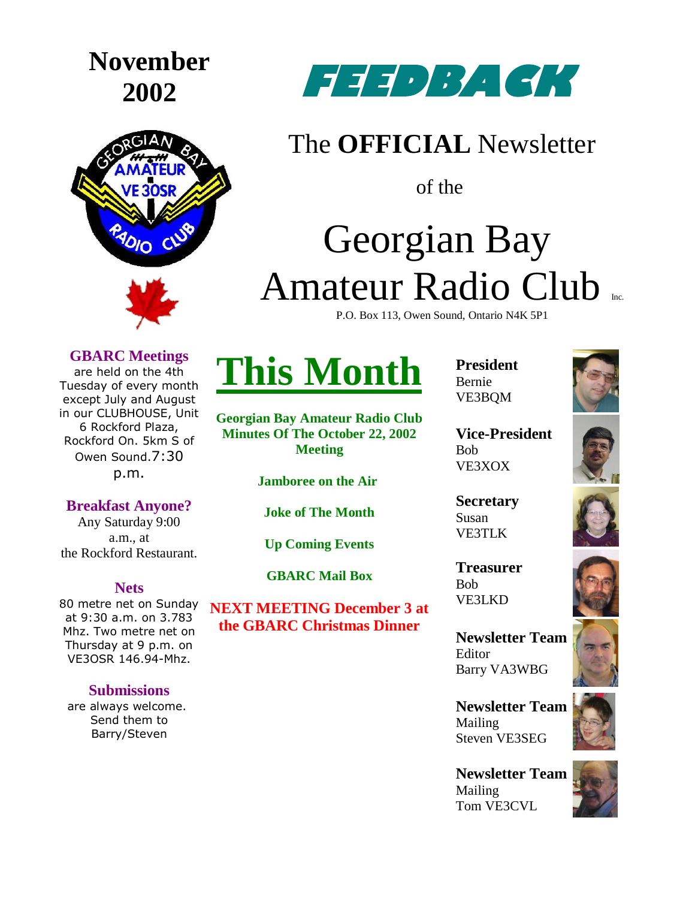# November 2002

# FEEDBACK

## The **OFFICIAL** Newsletter

of the

# Georgian Bay Amateur Radio Club Inc.

P.O. Box 113, Owen Sound, Ontario N4K 5P1

### GBARC Meetings

are held on the 4th Tuesday of every month except July and August in our CLUBHOUSE, Unit 6 Rockford Plaza, Rockford On. 5km S of Owen Sound.7:30 p.m.

### Breakfast Anyone?

Any Saturday 9:00 a.m., at the Rockford Restaurant.

### Nets

80 metre net on Sunday at 9:30 a.m. on 3.783 Mhz. Two metre net on Thursday at 9 p.m. on VE3OSR 146.94-Mhz.

### Submissions

are always welcome. Send them to Barry/Steven

# This Month

**Georgian Bay Amateur Radio Club Minutes Of The October 22, 2002 Meeting**

**Jamboree on the Air**

**Joke of The Month**

**Up Coming Events**

**GBARC Mail Box**

**NEXT MEETING December 3 at the GBARC Christmas Dinner**

**President**
Bernie
VE3BQM

**Vice-President**
Bob
VE3XOX

**Secretary**
Susan
VE3TLK

**Treasurer**
Bob
VE3LKD

**Newsletter Team**
Editor
Barry VA3WBG

**Newsletter Team**
Mailing
Steven VE3SEG

**Newsletter Team**
Mailing
Tom VE3CVL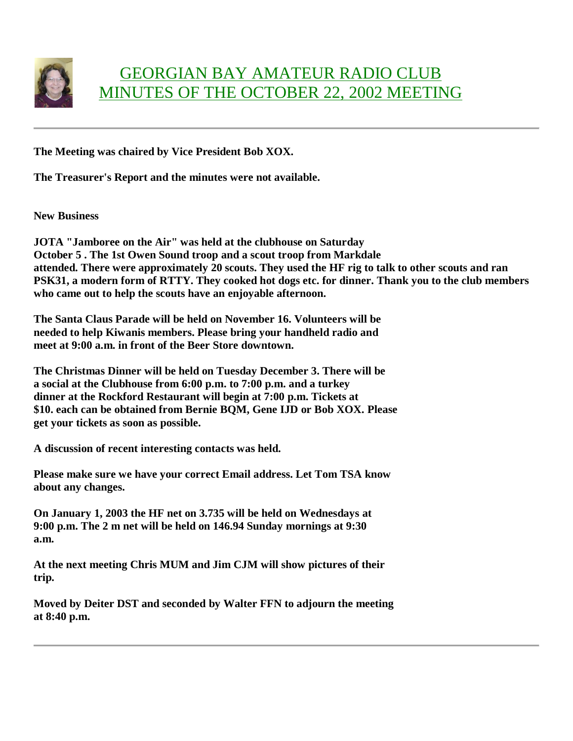# GEORGIAN BAY AMATEUR RADIO CLUB
# MINUTES OF THE OCTOBER 22, 2002 MEETING

---

**The Meeting was chaired by Vice President Bob XOX.**

**The Treasurer's Report and the minutes were not available.**

**New Business**

**JOTA "Jamboree on the Air" was held at the clubhouse on Saturday October 5 . The 1st Owen Sound troop and a scout troop from Markdale attended. There were approximately 20 scouts. They used the HF rig to talk to other scouts and ran PSK31, a modern form of RTTY. They cooked hot dogs etc. for dinner. Thank you to the club members who came out to help the scouts have an enjoyable afternoon.**

**The Santa Claus Parade will be held on November 16. Volunteers will be needed to help Kiwanis members. Please bring your handheld radio and meet at 9:00 a.m. in front of the Beer Store downtown.**

**The Christmas Dinner will be held on Tuesday December 3. There will be a social at the Clubhouse from 6:00 p.m. to 7:00 p.m. and a turkey dinner at the Rockford Restaurant will begin at 7:00 p.m. Tickets at $10. each can be obtained from Bernie BQM, Gene IJD or Bob XOX. Please get your tickets as soon as possible.**

**A discussion of recent interesting contacts was held.**

**Please make sure we have your correct Email address. Let Tom TSA know about any changes.**

**On January 1, 2003 the HF net on 3.735 will be held on Wednesdays at 9:00 p.m. The 2 m net will be held on 146.94 Sunday mornings at 9:30 a.m.**

**At the next meeting Chris MUM and Jim CJM will show pictures of their trip.**

**Moved by Deiter DST and seconded by Walter FFN to adjourn the meeting at 8:40 p.m.**

---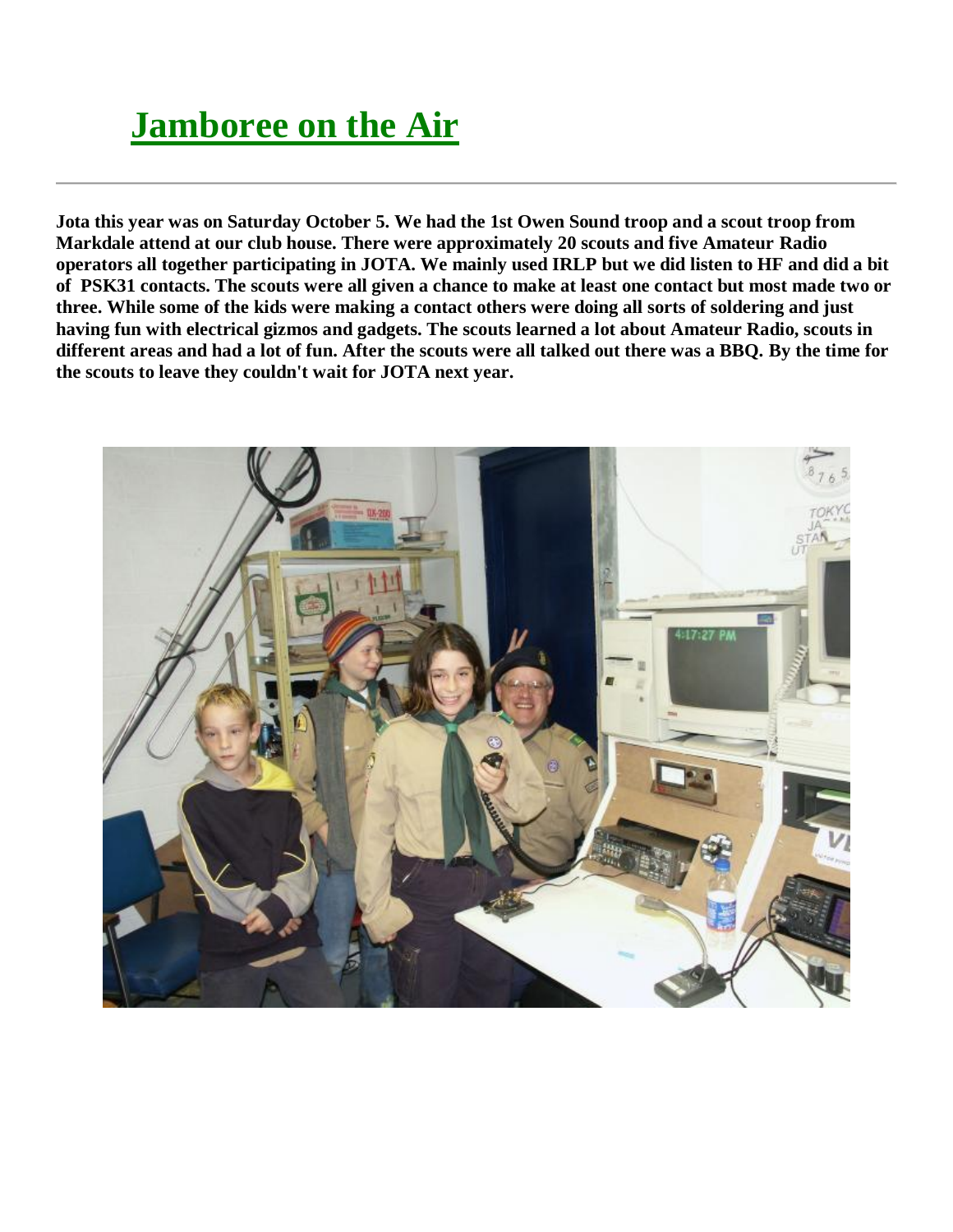# Jamboree on the Air

---

**Jota this year was on Saturday October 5. We had the 1st Owen Sound troop and a scout troop from Markdale attend at our club house. There were approximately 20 scouts and five Amateur Radio operators all together participating in JOTA. We mainly used IRLP but we did listen to HF and did a bit of PSK31 contacts. The scouts were all given a chance to make at least one contact but most made two or three. While some of the kids were making a contact others were doing all sorts of soldering and just having fun with electrical gizmos and gadgets. The scouts learned a lot about Amateur Radio, scouts in different areas and had a lot of fun. After the scouts were all talked out there was a BBQ. By the time for the scouts to leave they couldn't wait for JOTA next year.**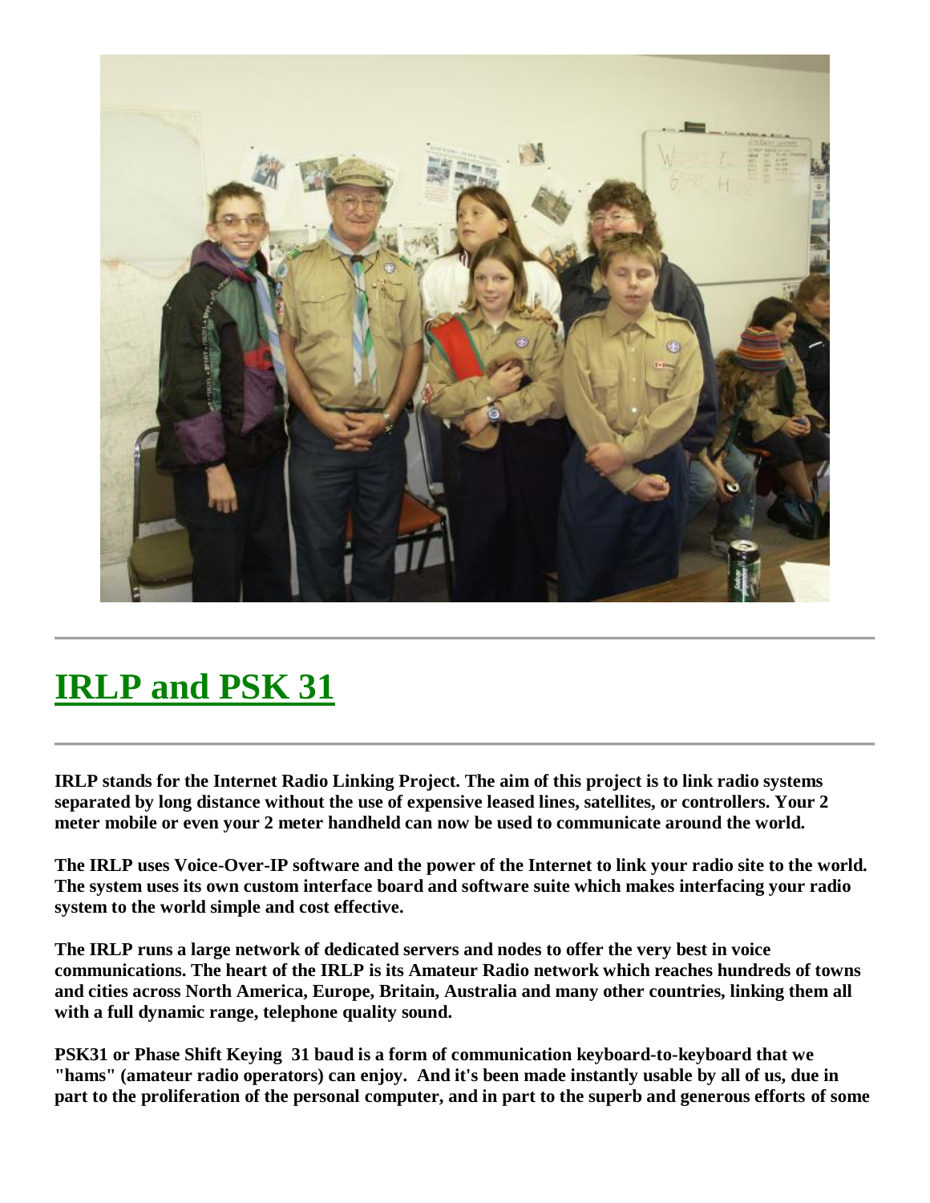## IRLP and PSK 31

**IRLP stands for the Internet Radio Linking Project. The aim of this project is to link radio systems separated by long distance without the use of expensive leased lines, satellites, or controllers. Your 2 meter mobile or even your 2 meter handheld can now be used to communicate around the world.**

**The IRLP uses Voice-Over-IP software and the power of the Internet to link your radio site to the world. The system uses its own custom interface board and software suite which makes interfacing your radio system to the world simple and cost effective.**

**The IRLP runs a large network of dedicated servers and nodes to offer the very best in voice communications. The heart of the IRLP is its Amateur Radio network which reaches hundreds of towns and cities across North America, Europe, Britain, Australia and many other countries, linking them all with a full dynamic range, telephone quality sound.**

**PSK31 or Phase Shift Keying 31 baud is a form of communication keyboard-to-keyboard that we "hams" (amateur radio operators) can enjoy. And it's been made instantly usable by all of us, due in part to the proliferation of the personal computer, and in part to the superb and generous efforts of some**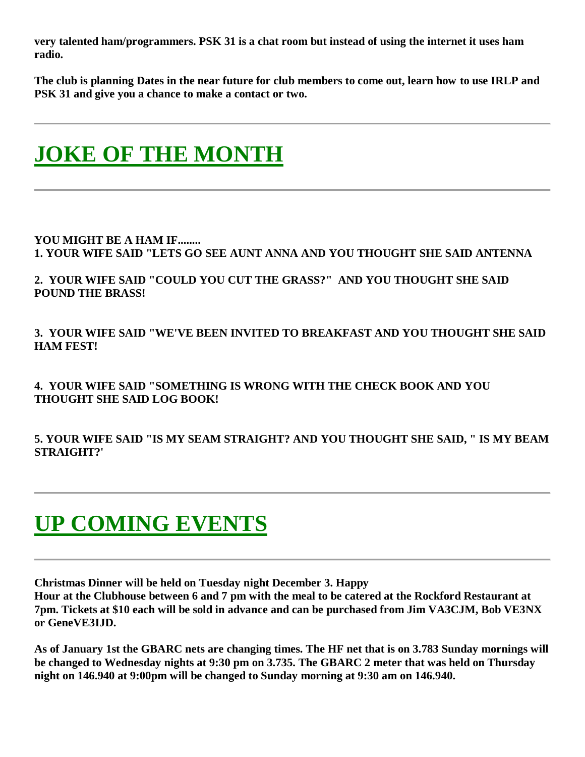**very talented ham/programmers. PSK 31 is a chat room but instead of using the internet it uses ham radio.**

**The club is planning Dates in the near future for club members to come out, learn how to use IRLP and PSK 31 and give you a chance to make a contact or two.**

---

# JOKE OF THE MONTH

---

**YOU MIGHT BE A HAM IF........**
**1. YOUR WIFE SAID "LETS GO SEE AUNT ANNA AND YOU THOUGHT SHE SAID ANTENNA**

**2. YOUR WIFE SAID "COULD YOU CUT THE GRASS?" AND YOU THOUGHT SHE SAID POUND THE BRASS!**

**3. YOUR WIFE SAID "WE'VE BEEN INVITED TO BREAKFAST AND YOU THOUGHT SHE SAID HAM FEST!**

**4. YOUR WIFE SAID "SOMETHING IS WRONG WITH THE CHECK BOOK AND YOU THOUGHT SHE SAID LOG BOOK!**

**5. YOUR WIFE SAID "IS MY SEAM STRAIGHT? AND YOU THOUGHT SHE SAID, " IS MY BEAM STRAIGHT?'**

---

# UP COMING EVENTS

---

**Christmas Dinner will be held on Tuesday night December 3. Happy Hour at the Clubhouse between 6 and 7 pm with the meal to be catered at the Rockford Restaurant at 7pm. Tickets at $10 each will be sold in advance and can be purchased from Jim VA3CJM, Bob VE3NX or GeneVE3IJD.**

**As of January 1st the GBARC nets are changing times. The HF net that is on 3.783 Sunday mornings will be changed to Wednesday nights at 9:30 pm on 3.735. The GBARC 2 meter that was held on Thursday night on 146.940 at 9:00pm will be changed to Sunday morning at 9:30 am on 146.940.**